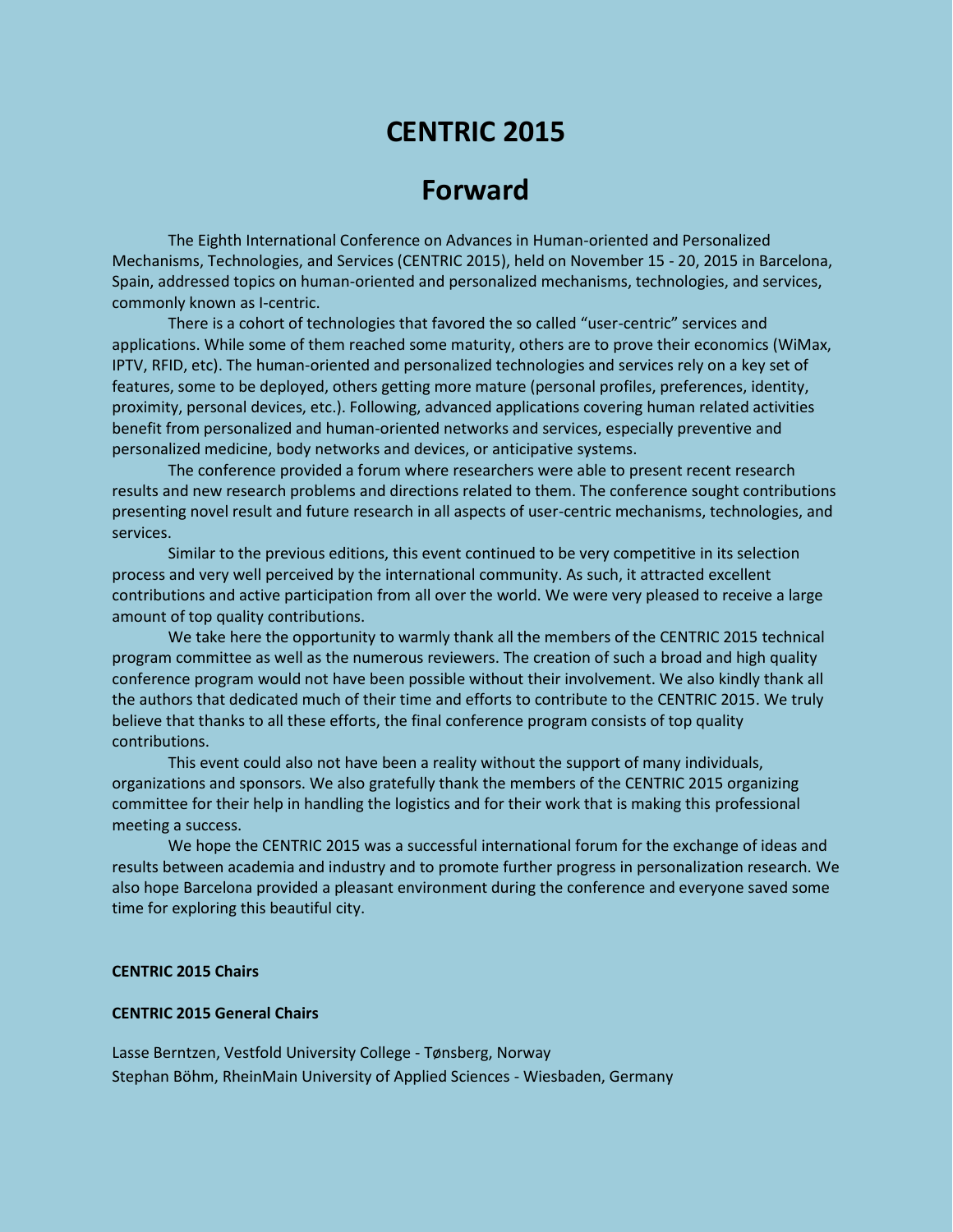# CENTRIC 2015

## Forward

The Eighth International Conference on Advances in Human-oriented and Personalized Mechanisms, Technologies, and Services (CENTRIC 2015), held on November 15 - 20, 2015 in Barcelona, Spain, addressed topics on human-oriented and personalized mechanisms, technologies, and services, commonly known as I-centric.

There is a cohort of technologies that favored the so called "user-centric" services and applications. While some of them reached some maturity, others are to prove their economics (WiMax, IPTV, RFID, etc). The human-oriented and personalized technologies and services rely on a key set of features, some to be deployed, others getting more mature (personal profiles, preferences, identity, proximity, personal devices, etc.). Following, advanced applications covering human related activities benefit from personalized and human-oriented networks and services, especially preventive and personalized medicine, body networks and devices, or anticipative systems.

The conference provided a forum where researchers were able to present recent research results and new research problems and directions related to them. The conference sought contributions presenting novel result and future research in all aspects of user-centric mechanisms, technologies, and services.

Similar to the previous editions, this event continued to be very competitive in its selection process and very well perceived by the international community. As such, it attracted excellent contributions and active participation from all over the world. We were very pleased to receive a large amount of top quality contributions.

We take here the opportunity to warmly thank all the members of the CENTRIC 2015 technical program committee as well as the numerous reviewers. The creation of such a broad and high quality conference program would not have been possible without their involvement. We also kindly thank all the authors that dedicated much of their time and efforts to contribute to the CENTRIC 2015. We truly believe that thanks to all these efforts, the final conference program consists of top quality contributions.

This event could also not have been a reality without the support of many individuals, organizations and sponsors. We also gratefully thank the members of the CENTRIC 2015 organizing committee for their help in handling the logistics and for their work that is making this professional meeting a success.

We hope the CENTRIC 2015 was a successful international forum for the exchange of ideas and results between academia and industry and to promote further progress in personalization research. We also hope Barcelona provided a pleasant environment during the conference and everyone saved some time for exploring this beautiful city.

**CENTRIC 2015 Chairs**

**CENTRIC 2015 General Chairs**

Lasse Berntzen, Vestfold University College - Tønsberg, Norway
Stephan Böhm, RheinMain University of Applied Sciences - Wiesbaden, Germany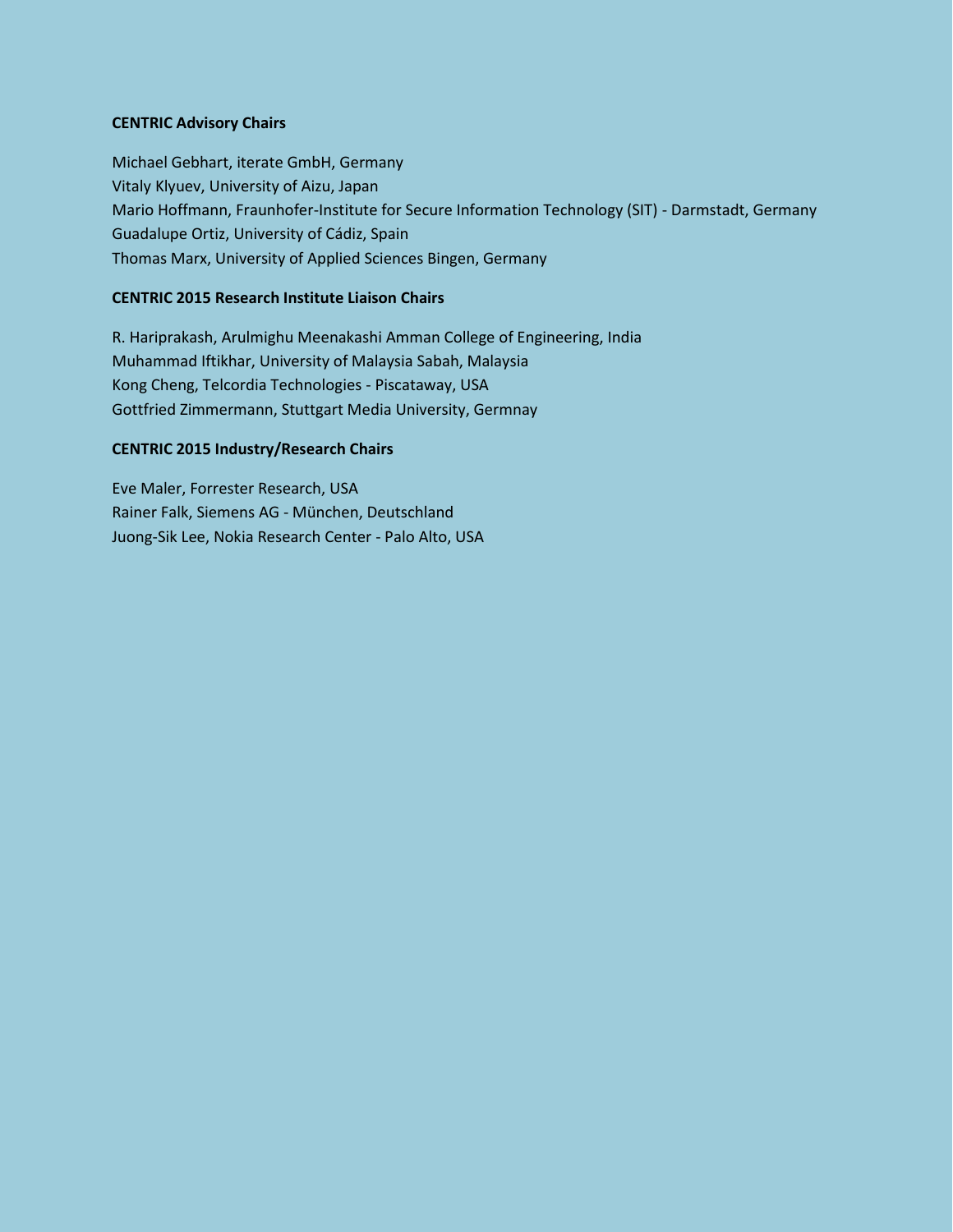**CENTRIC Advisory Chairs**

Michael Gebhart, iterate GmbH, Germany
Vitaly Klyuev, University of Aizu, Japan
Mario Hoffmann, Fraunhofer-Institute for Secure Information Technology (SIT) - Darmstadt, Germany
Guadalupe Ortiz, University of Cádiz, Spain
Thomas Marx, University of Applied Sciences Bingen, Germany

**CENTRIC 2015 Research Institute Liaison Chairs**

R. Hariprakash, Arulmighu Meenakashi Amman College of Engineering, India
Muhammad Iftikhar, University of Malaysia Sabah, Malaysia
Kong Cheng, Telcordia Technologies - Piscataway, USA
Gottfried Zimmermann, Stuttgart Media University, Germnay

**CENTRIC 2015 Industry/Research Chairs**

Eve Maler, Forrester Research, USA
Rainer Falk, Siemens AG - München, Deutschland
Juong-Sik Lee, Nokia Research Center - Palo Alto, USA